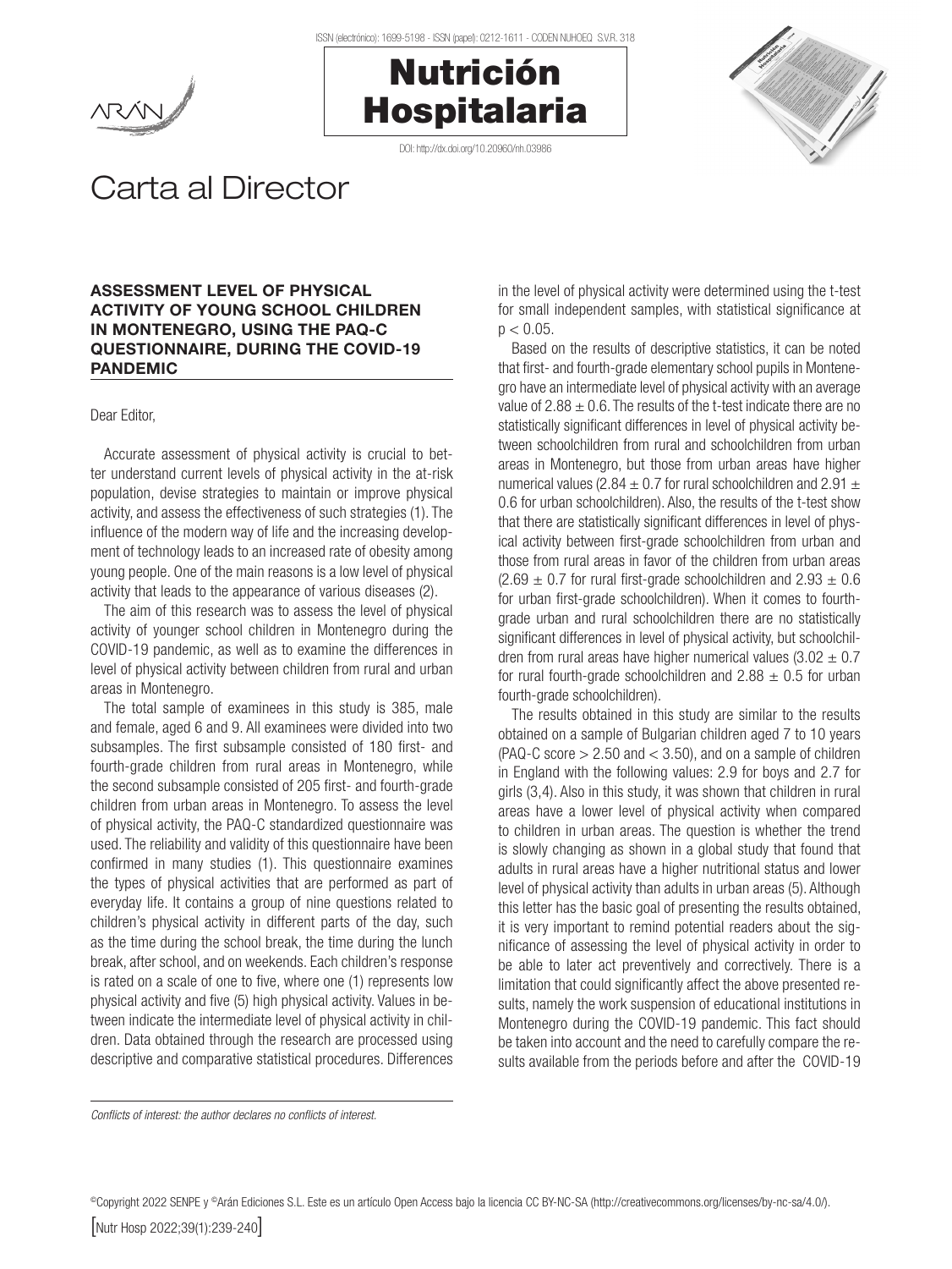# Carta al Director

## ASSESSMENT LEVEL OF PHYSICAL ACTIVITY OF YOUNG SCHOOL CHILDREN IN MONTENEGRO, USING THE PAQ-C QUESTIONNAIRE, DURING THE COVID-19 PANDEMIC

Dear Editor,

Accurate assessment of physical activity is crucial to better understand current levels of physical activity in the at-risk population, devise strategies to maintain or improve physical activity, and assess the effectiveness of such strategies (1). The influence of the modern way of life and the increasing development of technology leads to an increased rate of obesity among young people. One of the main reasons is a low level of physical activity that leads to the appearance of various diseases (2).

The aim of this research was to assess the level of physical activity of younger school children in Montenegro during the COVID-19 pandemic, as well as to examine the differences in level of physical activity between children from rural and urban areas in Montenegro.

The total sample of examinees in this study is 385, male and female, aged 6 and 9. All examinees were divided into two subsamples. The first subsample consisted of 180 first- and fourth-grade children from rural areas in Montenegro, while the second subsample consisted of 205 first- and fourth-grade children from urban areas in Montenegro. To assess the level of physical activity, the PAQ-C standardized questionnaire was used. The reliability and validity of this questionnaire have been confirmed in many studies (1). This questionnaire examines the types of physical activities that are performed as part of everyday life. It contains a group of nine questions related to children's physical activity in different parts of the day, such as the time during the school break, the time during the lunch break, after school, and on weekends. Each children's response is rated on a scale of one to five, where one (1) represents low physical activity and five (5) high physical activity. Values in between indicate the intermediate level of physical activity in children. Data obtained through the research are processed using descriptive and comparative statistical procedures. Differences in the level of physical activity were determined using the t-test for small independent samples, with statistical significance at $p < 0.05$.

Based on the results of descriptive statistics, it can be noted that first- and fourth-grade elementary school pupils in Montenegro have an intermediate level of physical activity with an average value of $2.88 \pm 0.6$. The results of the t-test indicate there are no statistically significant differences in level of physical activity between schoolchildren from rural and schoolchildren from urban areas in Montenegro, but those from urban areas have higher numerical values ($2.84 \pm 0.7$ for rural schoolchildren and $2.91 \pm 0.6$ for urban schoolchildren). Also, the results of the t-test show that there are statistically significant differences in level of physical activity between first-grade schoolchildren from urban and those from rural areas in favor of the children from urban areas ($2.69 \pm 0.7$ for rural first-grade schoolchildren and $2.93 \pm 0.6$ for urban first-grade schoolchildren). When it comes to fourth-grade urban and rural schoolchildren there are no statistically significant differences in level of physical activity, but schoolchildren from rural areas have higher numerical values ($3.02 \pm 0.7$ for rural fourth-grade schoolchildren and $2.88 \pm 0.5$ for urban fourth-grade schoolchildren).

The results obtained in this study are similar to the results obtained on a sample of Bulgarian children aged 7 to 10 years (PAQ-C score $> 2.50$ and $< 3.50$), and on a sample of children in England with the following values: 2.9 for boys and 2.7 for girls (3,4). Also in this study, it was shown that children in rural areas have a lower level of physical activity when compared to children in urban areas. The question is whether the trend is slowly changing as shown in a global study that found that adults in rural areas have a higher nutritional status and lower level of physical activity than adults in urban areas (5). Although this letter has the basic goal of presenting the results obtained, it is very important to remind potential readers about the significance of assessing the level of physical activity in order to be able to later act preventively and correctively. There is a limitation that could significantly affect the above presented results, namely the work suspension of educational institutions in Montenegro during the COVID-19 pandemic. This fact should be taken into account and the need to carefully compare the results available from the periods before and after the COVID-19

*Conflicts of interest: the author declares no conflicts of interest.*

©Copyright 2022 SENPE y ©Arán Ediciones S.L. Este es un artículo Open Access bajo la licencia CC BY-NC-SA (http://creativecommons.org/licenses/by-nc-sa/4.0/).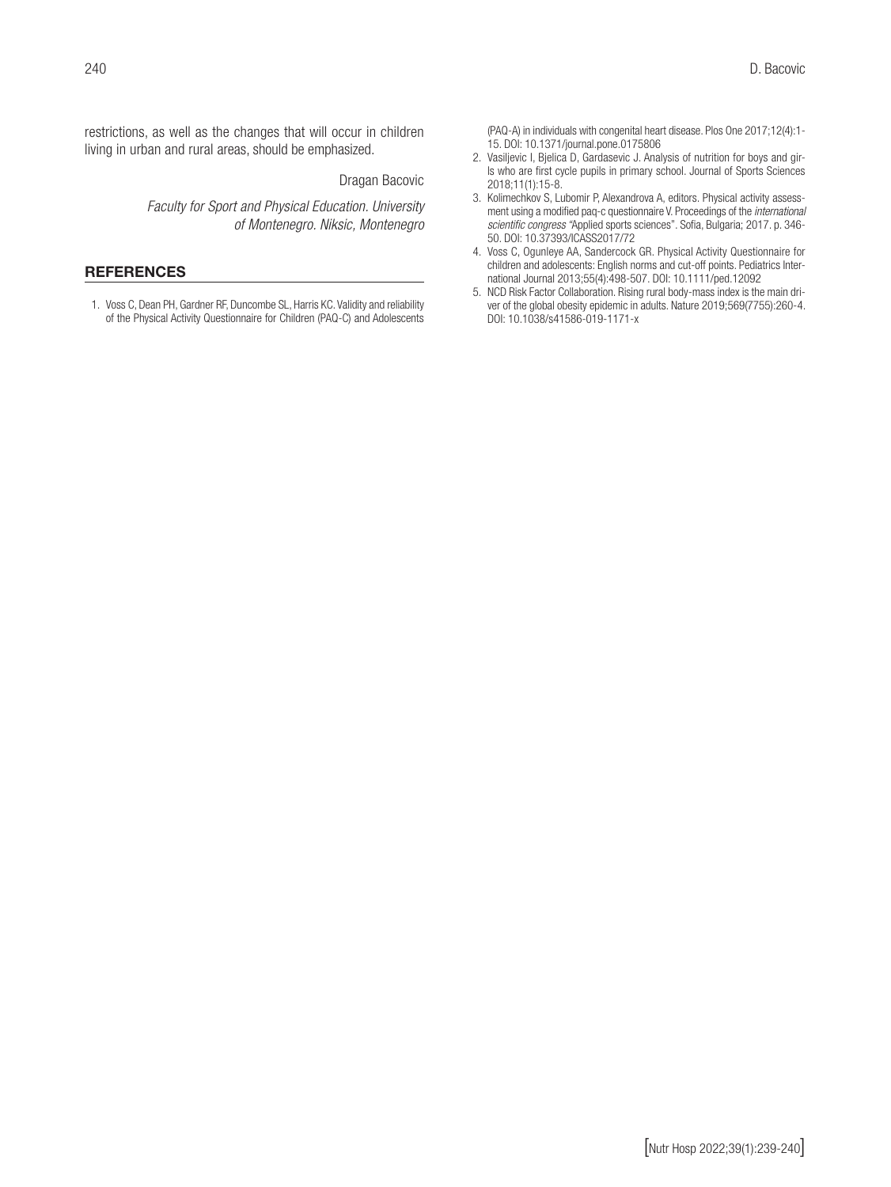restrictions, as well as the changes that will occur in children living in urban and rural areas, should be emphasized.

Dragan Bacovic

*Faculty for Sport and Physical Education. University of Montenegro. Niksic, Montenegro*

## REFERENCES

1. Voss C, Dean PH, Gardner RF, Duncombe SL, Harris KC. Validity and reliability of the Physical Activity Questionnaire for Children (PAQ-C) and Adolescents (PAQ-A) in individuals with congenital heart disease. Plos One 2017;12(4):1-15. DOI: 10.1371/journal.pone.0175806
2. Vasiljevic I, Bjelica D, Gardasevic J. Analysis of nutrition for boys and girls who are first cycle pupils in primary school. Journal of Sports Sciences 2018;11(1):15-8.
3. Kolimechkov S, Lubomir P, Alexandrova A, editors. Physical activity assessment using a modified paq-c questionnaire V. Proceedings of the *international scientific congress* "Applied sports sciences". Sofia, Bulgaria; 2017. p. 346-50. DOI: 10.37393/ICASS2017/72
4. Voss C, Ogunleye AA, Sandercock GR. Physical Activity Questionnaire for children and adolescents: English norms and cut-off points. Pediatrics International Journal 2013;55(4):498-507. DOI: 10.1111/ped.12092
5. NCD Risk Factor Collaboration. Rising rural body-mass index is the main driver of the global obesity epidemic in adults. Nature 2019;569(7755):260-4. DOI: 10.1038/s41586-019-1171-x